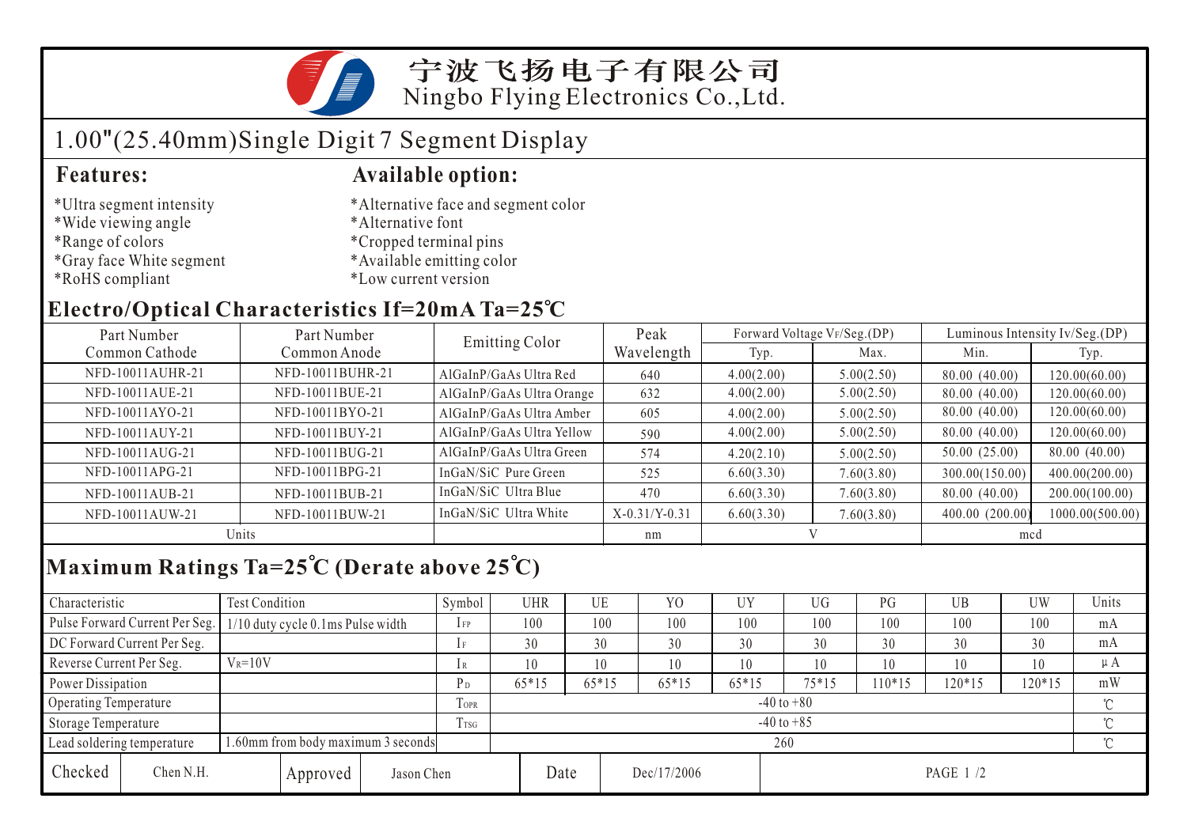# 宁波飞扬电子有限公司

Ningbo Flying Electronics Co.,Ltd.

## 1.00"(25.40mm)Single Digit 7 Segment Display

### Features:

*Ultra segment intensity
*Wide viewing angle
*Range of colors
*Gray face White segment
*RoHS compliant

### Available option:

*Alternative face and segment color
*Alternative font
*Cropped terminal pins
*Available emitting color
*Low current version

## Electro/Optical Characteristics If=20mA Ta=25℃

| Part Number Common Cathode | Part Number Common Anode | Emitting Color | Peak Wavelength | Forward Voltage $V_F$/Seg.(DP) | | Luminous Intensity Iv/Seg.(DP) | |
|---|---|---|---|---|---|---|---|
| | | | | Typ. | Max. | Min. | Typ. |
| NFD-10011AUHR-21 | NFD-10011BUHR-21 | AlGaInP/GaAs Ultra Red | 640 | 4.00(2.00) | 5.00(2.50) | 80.00 (40.00) | 120.00(60.00) |
| NFD-10011AUE-21 | NFD-10011BUE-21 | AlGaInP/GaAs Ultra Orange | 632 | 4.00(2.00) | 5.00(2.50) | 80.00 (40.00) | 120.00(60.00) |
| NFD-10011AYO-21 | NFD-10011BYO-21 | AlGaInP/GaAs Ultra Amber | 605 | 4.00(2.00) | 5.00(2.50) | 80.00 (40.00) | 120.00(60.00) |
| NFD-10011AUY-21 | NFD-10011BUY-21 | AlGaInP/GaAs Ultra Yellow | 590 | 4.00(2.00) | 5.00(2.50) | 80.00 (40.00) | 120.00(60.00) |
| NFD-10011AUG-21 | NFD-10011BUG-21 | AlGaInP/GaAs Ultra Green | 574 | 4.20(2.10) | 5.00(2.50) | 50.00 (25.00) | 80.00 (40.00) |
| NFD-10011APG-21 | NFD-10011BPG-21 | InGaN/SiC Pure Green | 525 | 6.60(3.30) | 7.60(3.80) | 300.00(150.00) | 400.00(200.00) |
| NFD-10011AUB-21 | NFD-10011BUB-21 | InGaN/SiC Ultra Blue | 470 | 6.60(3.30) | 7.60(3.80) | 80.00 (40.00) | 200.00(100.00) |
| NFD-10011AUW-21 | NFD-10011BUW-21 | InGaN/SiC Ultra White | X-0.31/Y-0.31 | 6.60(3.30) | 7.60(3.80) | 400.00 (200.00) | 1000.00(500.00) |
| Units | | | nm | V | | mcd | |

## Maximum Ratings Ta=25℃ (Derate above 25℃)

| Characteristic | Test Condition | Symbol | UHR | UE | YO | UY | UG | PG | UB | UW | Units |
|---|---|---|---|---|---|---|---|---|---|---|---|
| Pulse Forward Current Per Seg. | 1/10 duty cycle 0.1ms Pulse width | $I_{FP}$ | 100 | 100 | 100 | 100 | 100 | 100 | 100 | 100 | mA |
| DC Forward Current Per Seg. | | $I_F$ | 30 | 30 | 30 | 30 | 30 | 30 | 30 | 30 | mA |
| Reverse Current Per Seg. | $V_R$=10V | $I_R$ | 10 | 10 | 10 | 10 | 10 | 10 | 10 | 10 | μA |
| Power Dissipation | | $P_D$ | 65*15 | 65*15 | 65*15 | 65*15 | 75*15 | 110*15 | 120*15 | 120*15 | mW |
| Operating Temperature | | $T_{OPR}$ | -40 to +80 | | | | | | | | ℃ |
| Storage Temperature | | $T_{TSG}$ | -40 to +85 | | | | | | | | ℃ |
| Lead soldering temperature | 1.60mm from body maximum 3 seconds | | 260 | | | | | | | | ℃ |

| Checked | Chen N.H. | Approved | Jason Chen | Date | Dec/17/2006 |
|---|---|---|---|---|---|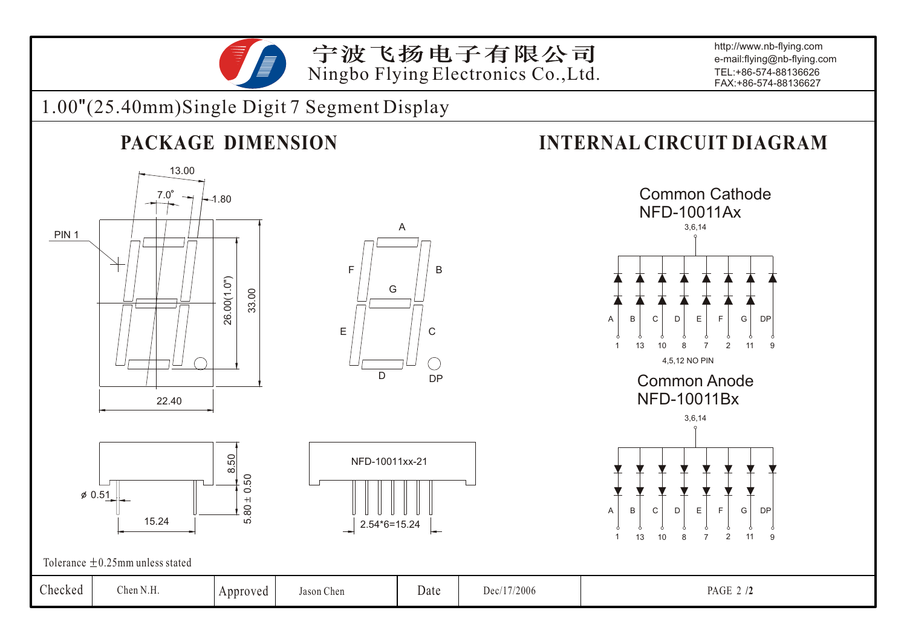宁波飞扬电子有限公司
Ningbo Flying Electronics Co.,Ltd.

http://www.nb-flying.com
e-mail:flying@nb-flying.com
TEL:+86-574-88136626
FAX:+86-574-88136627

# 1.00"(25.40mm)Single Digit 7 Segment Display

## PACKAGE DIMENSION

13.00
7.0°
1.80
PIN 1
26.00(1.0")
33.00
22.40

A
F
B
G
E
C
D
DP

8.50
ø 0.51
5.80 ± 0.50
15.24

NFD-10011xx-21
2.54*6=15.24

Tolerance ±0.25mm unless stated

## INTERNAL CIRCUIT DIAGRAM

Common Cathode
NFD-10011Ax
3,6,14
A B C D E F G DP
1 13 10 8 7 2 11 9
4,5,12 NO PIN

Common Anode
NFD-10011Bx
3,6,14
A B C D E F G DP
1 13 10 8 7 2 11 9

| Checked | Chen N.H. | Approved | Jason Chen | Date | Dec/17/2006 |
|---|---|---|---|---|---|